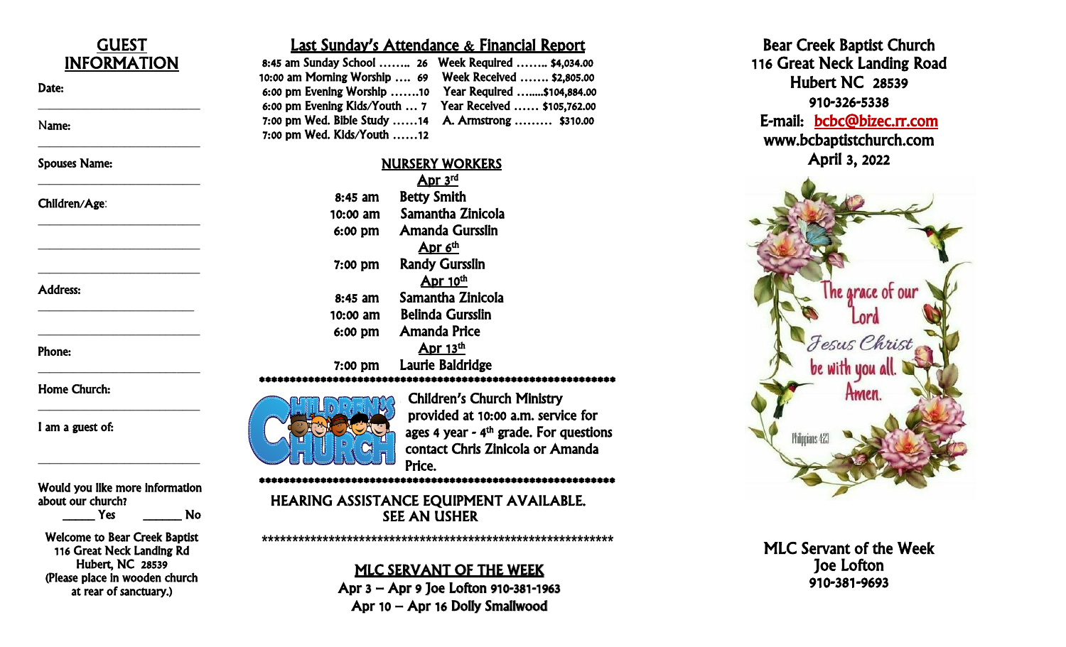## GUEST INFORMATION

Date:

_________________________

Name:

_________________________

Spouses Name:

_________________________

Children/Age:

_________________________

_________________________

_________________________

Address:

_________________________

_________________________

Phone:

_________________________

Home Church:

_________________________

I am a guest of:

_________________________

Would you like more information about our church?
_____ Yes _____ No

Welcome to Bear Creek Baptist
116 Great Neck Landing Rd
Hubert, NC 28539
(Please place in wooden church at rear of sanctuary.)

## Last Sunday's Attendance & Financial Report

| | |
|---|---|
| 8:45 am Sunday School …….. 26 | Week Required …….. $4,034.00 |
| 10:00 am Morning Worship …. 69 | Week Received ……. $2,805.00 |
| 6:00 pm Evening Worship …….10 | Year Required ……..$104,884.00 |
| 6:00 pm Evening Kids/Youth … 7 | Year Received …… $105,762.00 |
| 7:00 pm Wed. Bible Study ……14 | A. Armstrong ……… $310.00 |
| 7:00 pm Wed. Kids/Youth ……12 | |

## NURSERY WORKERS

**Apr 3rd**
- 8:45 am Betty Smith
- 10:00 am Samantha Zinicola
- 6:00 pm Amanda Gursslin

**Apr 6th**
- 7:00 pm Randy Gursslin

**Apr 10th**
- 8:45 am Samantha Zinicola
- 10:00 am Belinda Gursslin
- 6:00 pm Amanda Price

**Apr 13th**
- 7:00 pm Laurie Baldridge

**************************************************************

Children's Church Ministry provided at 10:00 a.m. service for ages 4 year - 4th grade. For questions contact Chris Zinicola or Amanda Price.

**************************************************************

HEARING ASSISTANCE EQUIPMENT AVAILABLE.
SEE AN USHER

**************************************************************

## MLC SERVANT OF THE WEEK

Apr 3 – Apr 9 Joe Lofton 910-381-1963
Apr 10 – Apr 16 Dolly Smallwood

# Bear Creek Baptist Church

116 Great Neck Landing Road
Hubert NC 28539
910-326-5338
E-mail: bcbc@bizec.rr.com
www.bcbaptistchurch.com
April 3, 2022

The grace of our Lord Jesus Christ be with you all. Amen.
Philippians 4:23

MLC Servant of the Week
Joe Lofton
910-381-9693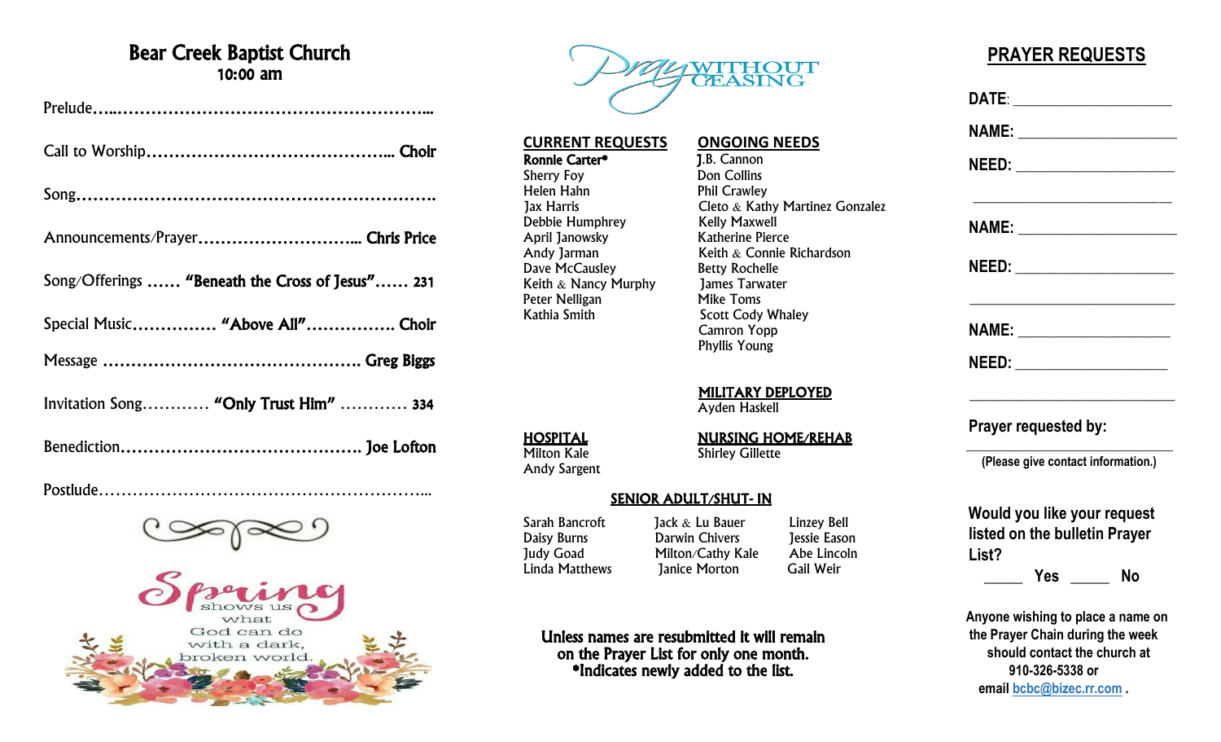# Bear Creek Baptist Church

## 10:00 am

Prelude……………………………………………………………

Call to Worship……………………………………….. **Choir**

Song……………………………………………………………

Announcements/Prayer……………………….... **Chris Price**

Song/Offerings …… **"Beneath the Cross of Jesus"…… 231**

Special Music…………… **"Above All"……………. Choir**

Message ……………………………………… **Greg Biggs**

Invitation Song………… **"Only Trust Him"** ………… **334**

Benediction…………………………………… **Joe Lofton**

Postlude…………………………………………………...

Spring shows us what God can do with a dark, broken world.

PRAY WITHOUT CEASING

## CURRENT REQUESTS

**Ronnie Carter***
Sherry Foy
Helen Hahn
Jax Harris
Debbie Humphrey
April Janowsky
Andy Jarman
Dave McCausley
Keith & Nancy Murphy
Peter Nelligan
Kathia Smith

## ONGOING NEEDS

J.B. Cannon
Don Collins
Phil Crawley
Cleto & Kathy Martinez Gonzalez
Kelly Maxwell
Katherine Pierce
Keith & Connie Richardson
Betty Rochelle
James Tarwater
Mike Toms
Scott Cody Whaley
Camron Yopp
Phyllis Young

## MILITARY DEPLOYED

Ayden Haskell

## HOSPITAL

Milton Kale
Andy Sargent

## NURSING HOME/REHAB

Shirley Gillette

## SENIOR ADULT/SHUT- IN

Sarah Bancroft
Daisy Burns
Judy Goad
Linda Matthews
Jack & Lu Bauer
Darwin Chivers
Milton/Cathy Kale
Janice Morton
Linzey Bell
Jessie Eason
Abe Lincoln
Gail Weir

**Unless names are resubmitted it will remain on the Prayer List for only one month. *Indicates newly added to the list.**

# PRAYER REQUESTS

**DATE**: ____________________

**NAME:** ____________________

**NEED:** ____________________

____________________________

**NAME:** ____________________

**NEED:** ____________________

____________________________

**NAME:** ____________________

**NEED:** ____________________

____________________________

**Prayer requested by:**

____________________________

**(Please give contact information.)**

**Would you like your request listed on the bulletin Prayer List?**

_____ **Yes** _____ **No**

**Anyone wishing to place a name on the Prayer Chain during the week should contact the church at 910-326-5338 or email bcbc@bizec.rr.com .**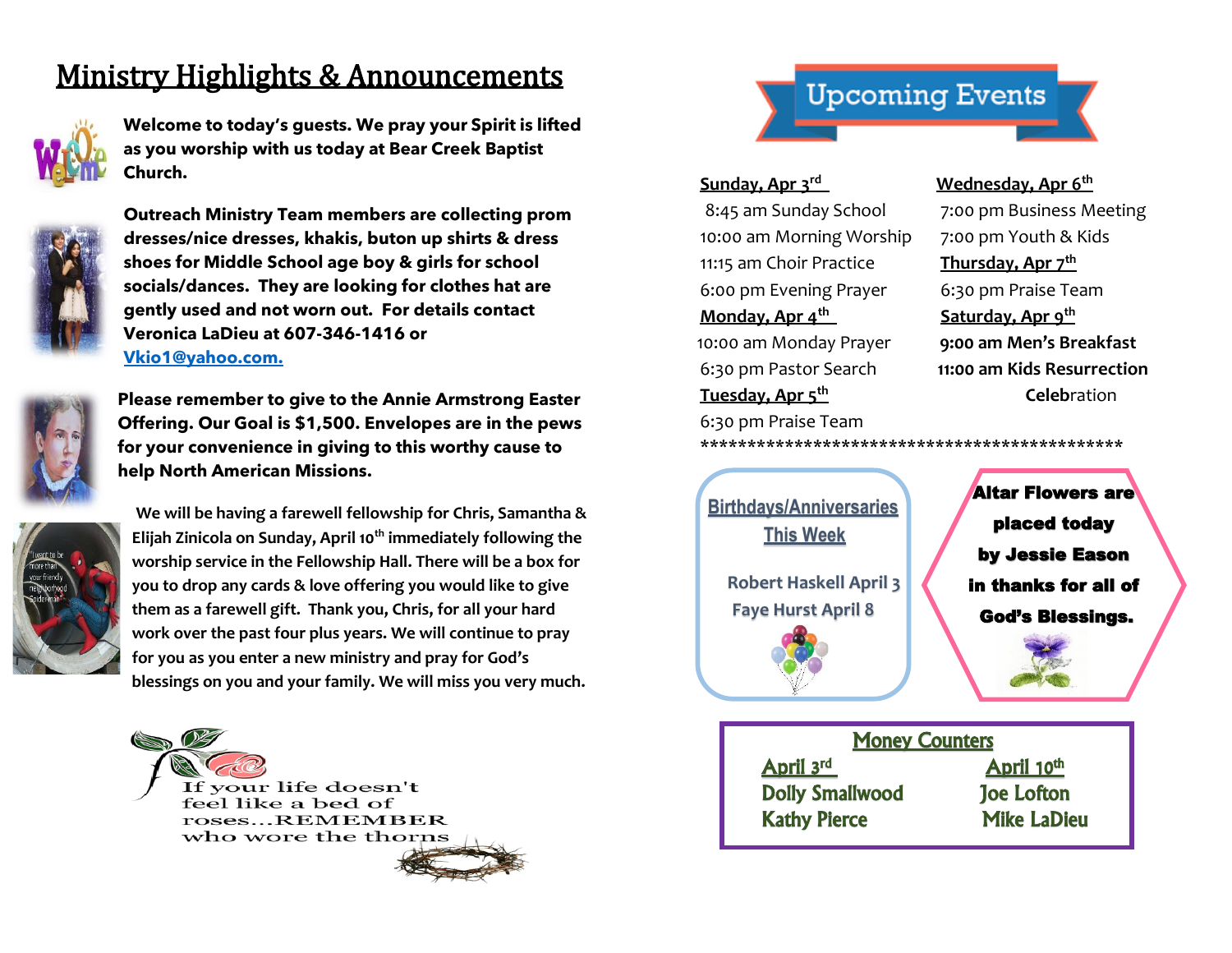# Ministry Highlights & Announcements

**Welcome to today's guests. We pray your Spirit is lifted as you worship with us today at Bear Creek Baptist Church.**

**Outreach Ministry Team members are collecting prom dresses/nice dresses, khakis, buton up shirts & dress shoes for Middle School age boy & girls for school socials/dances. They are looking for clothes hat are gently used and not worn out. For details contact Veronica LaDieu at 607-346-1416 or Vkio1@yahoo.com.**

**Please remember to give to the Annie Armstrong Easter Offering. Our Goal is $1,500. Envelopes are in the pews for your convenience in giving to this worthy cause to help North American Missions.**

**We will be having a farewell fellowship for Chris, Samantha & Elijah Zinicola on Sunday, April 10th immediately following the worship service in the Fellowship Hall. There will be a box for you to drop any cards & love offering you would like to give them as a farewell gift. Thank you, Chris, for all your hard work over the past four plus years. We will continue to pray for you as you enter a new ministry and pray for God's blessings on you and your family. We will miss you very much.**

If your life doesn't feel like a bed of roses...REMEMBER who wore the thorns

# Upcoming Events

**Sunday, Apr 3rd**
8:45 am Sunday School
10:00 am Morning Worship
11:15 am Choir Practice
6:00 pm Evening Prayer

**Monday, Apr 4th**
10:00 am Monday Prayer
6:30 pm Pastor Search

**Tuesday, Apr 5th**
6:30 pm Praise Team

**Wednesday, Apr 6th**
7:00 pm Business Meeting
7:00 pm Youth & Kids

**Thursday, Apr 7th**
6:30 pm Praise Team

**Saturday, Apr 9th**
**9:00 am Men's Breakfast**
**11:00 am Kids Resurrection Celebration**

**********************************************

## Birthdays/Anniversaries This Week

Robert Haskell April 3
Faye Hurst April 8

**Altar Flowers are placed today by Jessie Eason in thanks for all of God's Blessings.**

## Money Counters

| April 3rd | April 10th |
|---|---|
| Dolly Smallwood | Joe Lofton |
| Kathy Pierce | Mike LaDieu |